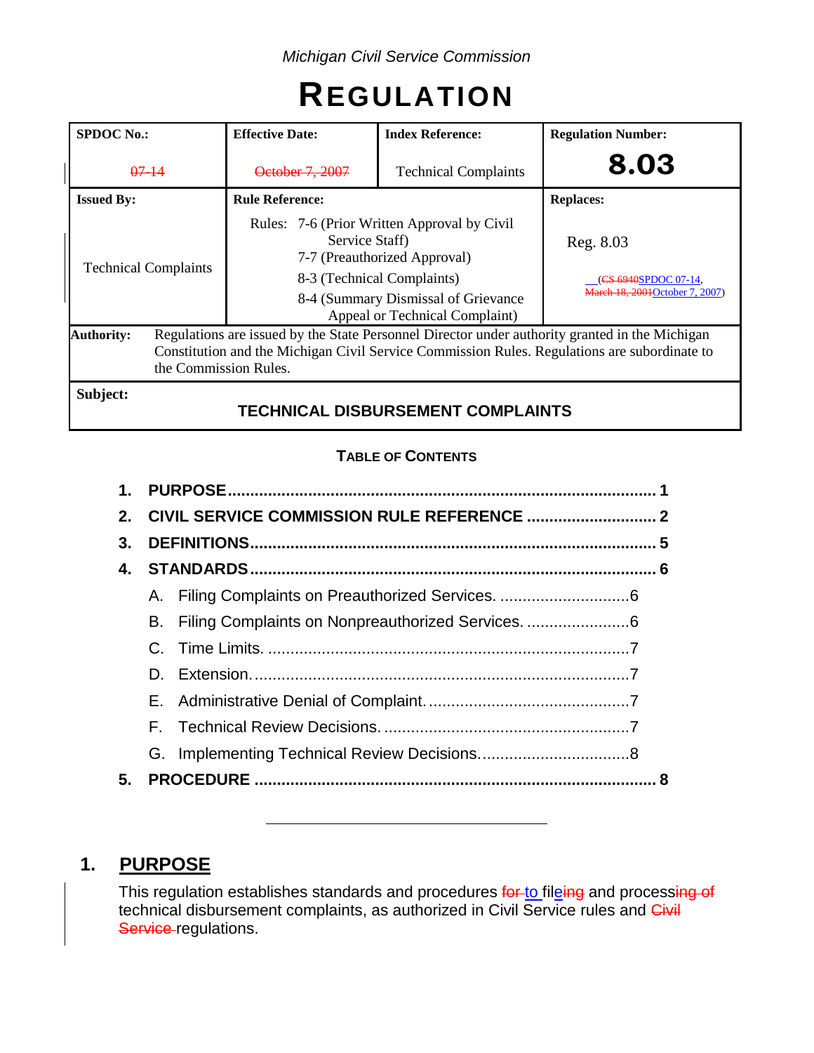*Michigan Civil Service Commission*

# REGULATION

| SPDOC No.: | Effective Date: | Index Reference: | Regulation Number: |
|---|---|---|---|
| ~~07-14~~ | ~~October 7, 2007~~ | Technical Complaints | **8.03** |
| **Issued By:** | **Rule Reference:** | | **Replaces:** |
| Technical Complaints | Rules: 7-6 (Prior Written Approval by Civil Service Staff)<br>7-7 (Preauthorized Approval)<br>8-3 (Technical Complaints)<br>8-4 (Summary Dismissal of Grievance Appeal or Technical Complaint) | | Reg. 8.03<br>(~~CS-6940~~SPDOC 07-14, ~~March 18, 2001~~October 7, 2007) |
| **Authority:** | Regulations are issued by the State Personnel Director under authority granted in the Michigan Constitution and the Michigan Civil Service Commission Rules. Regulations are subordinate to the Commission Rules. | | |
| **Subject:** | **TECHNICAL DISBURSEMENT COMPLAINTS** | | |

**TABLE OF CONTENTS**

1. PURPOSE ..... 1
2. CIVIL SERVICE COMMISSION RULE REFERENCE ..... 2
3. DEFINITIONS ..... 5
4. STANDARDS ..... 6
   - A. Filing Complaints on Preauthorized Services. ..... 6
   - B. Filing Complaints on Nonpreauthorized Services. ..... 6
   - C. Time Limits. ..... 7
   - D. Extension. ..... 7
   - E. Administrative Denial of Complaint. ..... 7
   - F. Technical Review Decisions. ..... 7
   - G. Implementing Technical Review Decisions. ..... 8
5. PROCEDURE ..... 8

---

## 1. PURPOSE

This regulation establishes standards and procedures ~~for~~ to fil~~e~~ing and processing ~~of~~ technical disbursement complaints, as authorized in Civil Service rules and ~~Civil Service~~ regulations.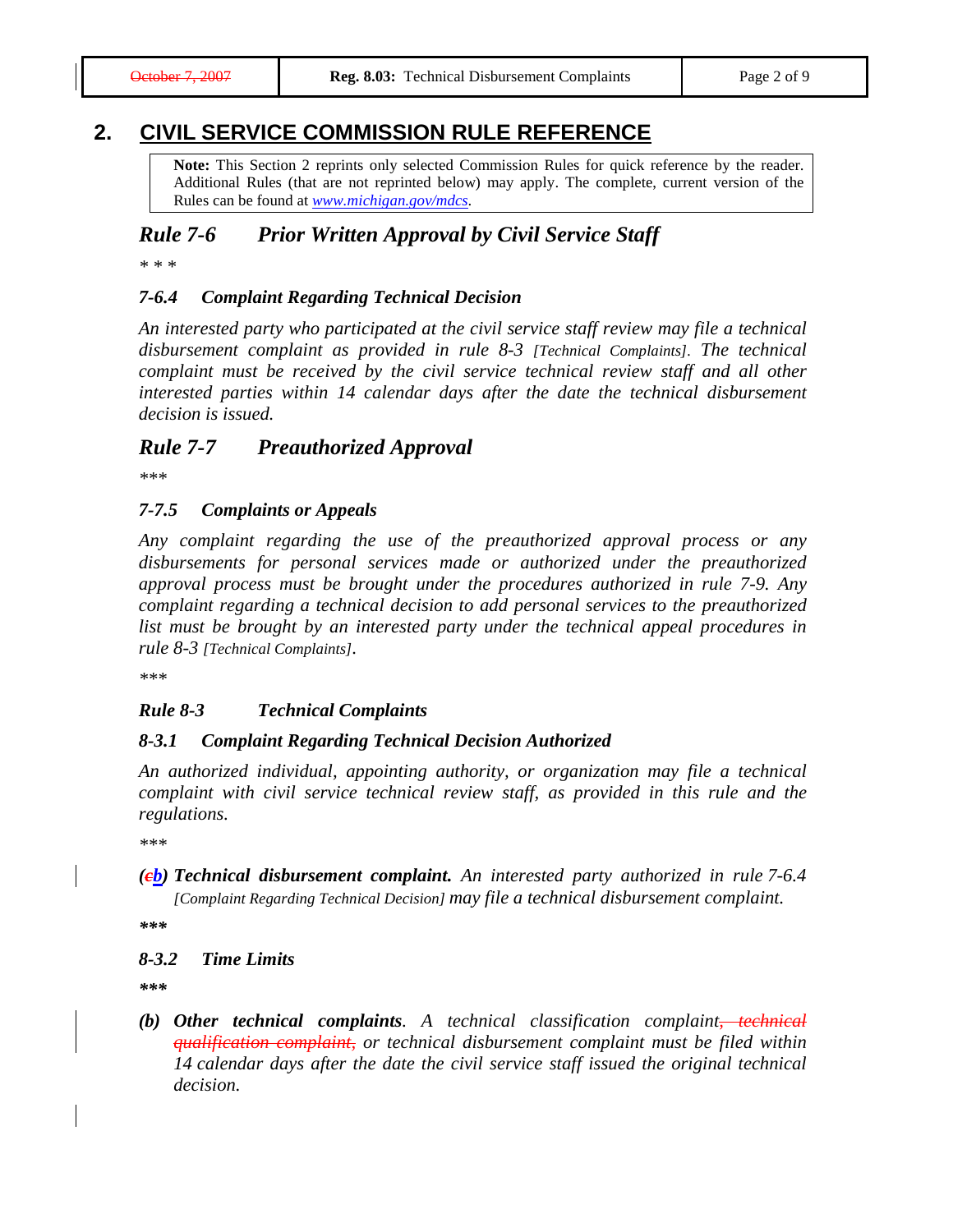## 2. CIVIL SERVICE COMMISSION RULE REFERENCE

> **Note:** This Section 2 reprints only selected Commission Rules for quick reference by the reader. Additional Rules (that are not reprinted below) may apply. The complete, current version of the Rules can be found at *www.michigan.gov/mdcs*.

### *Rule 7-6 Prior Written Approval by Civil Service Staff*

\* \* \*

#### *7-6.4 Complaint Regarding Technical Decision*

*An interested party who participated at the civil service staff review may file a technical disbursement complaint as provided in rule 8-3 [Technical Complaints]. The technical complaint must be received by the civil service technical review staff and all other interested parties within 14 calendar days after the date the technical disbursement decision is issued.*

### *Rule 7-7 Preauthorized Approval*

\*\*\*

#### *7-7.5 Complaints or Appeals*

*Any complaint regarding the use of the preauthorized approval process or any disbursements for personal services made or authorized under the preauthorized approval process must be brought under the procedures authorized in rule 7-9. Any complaint regarding a technical decision to add personal services to the preauthorized list must be brought by an interested party under the technical appeal procedures in rule 8-3 [Technical Complaints].*

\*\*\*

### *Rule 8-3 Technical Complaints*

#### *8-3.1 Complaint Regarding Technical Decision Authorized*

*An authorized individual, appointing authority, or organization may file a technical complaint with civil service technical review staff, as provided in this rule and the regulations.*

\*\*\*

*(~~c~~b)* ***Technical disbursement complaint.*** *An interested party authorized in rule 7-6.4 [Complaint Regarding Technical Decision] may file a technical disbursement complaint.*

***\*\*\****

#### *8-3.2 Time Limits*

***\*\*\****

*(b)* ***Other technical complaints****. A technical classification complaint~~, technical qualification complaint,~~ or technical disbursement complaint must be filed within 14 calendar days after the date the civil service staff issued the original technical decision.*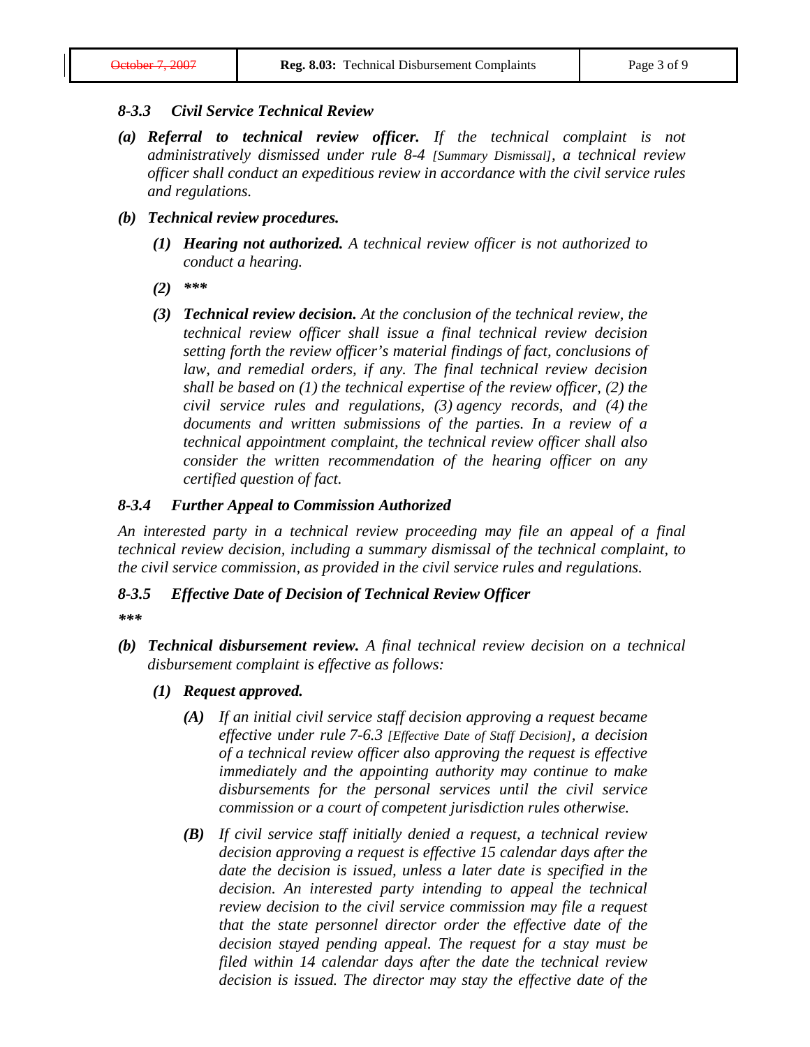### *8-3.3 Civil Service Technical Review*

*(a)* ***Referral to technical review officer.*** *If the technical complaint is not administratively dismissed under rule 8-4 [Summary Dismissal], a technical review officer shall conduct an expeditious review in accordance with the civil service rules and regulations.*

*(b)* ***Technical review procedures.***

*(1)* ***Hearing not authorized.*** *A technical review officer is not authorized to conduct a hearing.*

*(2)* ****\*\*\*****

*(3)* ***Technical review decision.*** *At the conclusion of the technical review, the technical review officer shall issue a final technical review decision setting forth the review officer's material findings of fact, conclusions of law, and remedial orders, if any. The final technical review decision shall be based on (1) the technical expertise of the review officer, (2) the civil service rules and regulations, (3) agency records, and (4) the documents and written submissions of the parties. In a review of a technical appointment complaint, the technical review officer shall also consider the written recommendation of the hearing officer on any certified question of fact.*

### *8-3.4 Further Appeal to Commission Authorized*

*An interested party in a technical review proceeding may file an appeal of a final technical review decision, including a summary dismissal of the technical complaint, to the civil service commission, as provided in the civil service rules and regulations.*

### *8-3.5 Effective Date of Decision of Technical Review Officer*

****\*\*\*****

*(b)* ***Technical disbursement review.*** *A final technical review decision on a technical disbursement complaint is effective as follows:*

*(1)* ***Request approved.***

*(A) If an initial civil service staff decision approving a request became effective under rule 7-6.3 [Effective Date of Staff Decision], a decision of a technical review officer also approving the request is effective immediately and the appointing authority may continue to make disbursements for the personal services until the civil service commission or a court of competent jurisdiction rules otherwise.*

*(B) If civil service staff initially denied a request, a technical review decision approving a request is effective 15 calendar days after the date the decision is issued, unless a later date is specified in the decision. An interested party intending to appeal the technical review decision to the civil service commission may file a request that the state personnel director order the effective date of the decision stayed pending appeal. The request for a stay must be filed within 14 calendar days after the date the technical review decision is issued. The director may stay the effective date of the*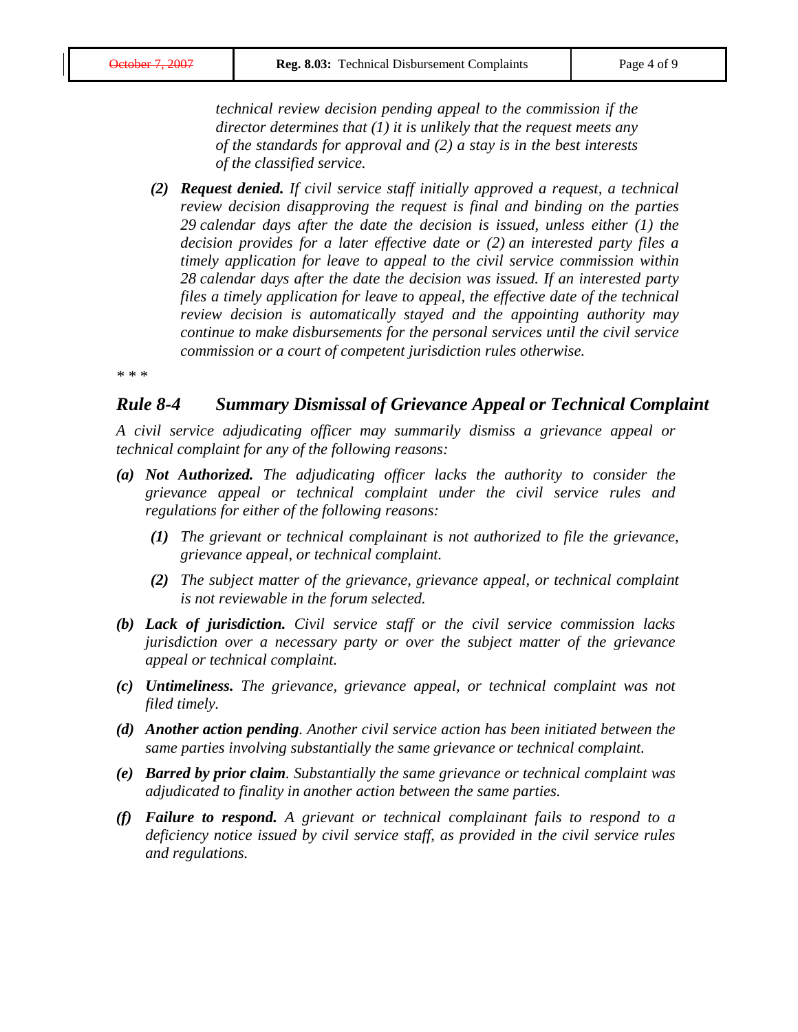*technical review decision pending appeal to the commission if the director determines that (1) it is unlikely that the request meets any of the standards for approval and (2) a stay is in the best interests of the classified service.*

> ***(2) Request denied.*** *If civil service staff initially approved a request, a technical review decision disapproving the request is final and binding on the parties 29 calendar days after the date the decision is issued, unless either (1) the decision provides for a later effective date or (2) an interested party files a timely application for leave to appeal to the civil service commission within 28 calendar days after the date the decision was issued. If an interested party files a timely application for leave to appeal, the effective date of the technical review decision is automatically stayed and the appointing authority may continue to make disbursements for the personal services until the civil service commission or a court of competent jurisdiction rules otherwise.*

*\* \* \**

## *Rule 8-4 Summary Dismissal of Grievance Appeal or Technical Complaint*

*A civil service adjudicating officer may summarily dismiss a grievance appeal or technical complaint for any of the following reasons:*

***(a) Not Authorized.*** *The adjudicating officer lacks the authority to consider the grievance appeal or technical complaint under the civil service rules and regulations for either of the following reasons:*

> ***(1)*** *The grievant or technical complainant is not authorized to file the grievance, grievance appeal, or technical complaint.*
>
> ***(2)*** *The subject matter of the grievance, grievance appeal, or technical complaint is not reviewable in the forum selected.*

***(b) Lack of jurisdiction.*** *Civil service staff or the civil service commission lacks jurisdiction over a necessary party or over the subject matter of the grievance appeal or technical complaint.*

***(c) Untimeliness.*** *The grievance, grievance appeal, or technical complaint was not filed timely.*

***(d) Another action pending****. Another civil service action has been initiated between the same parties involving substantially the same grievance or technical complaint.*

***(e) Barred by prior claim****. Substantially the same grievance or technical complaint was adjudicated to finality in another action between the same parties.*

***(f) Failure to respond.*** *A grievant or technical complainant fails to respond to a deficiency notice issued by civil service staff, as provided in the civil service rules and regulations.*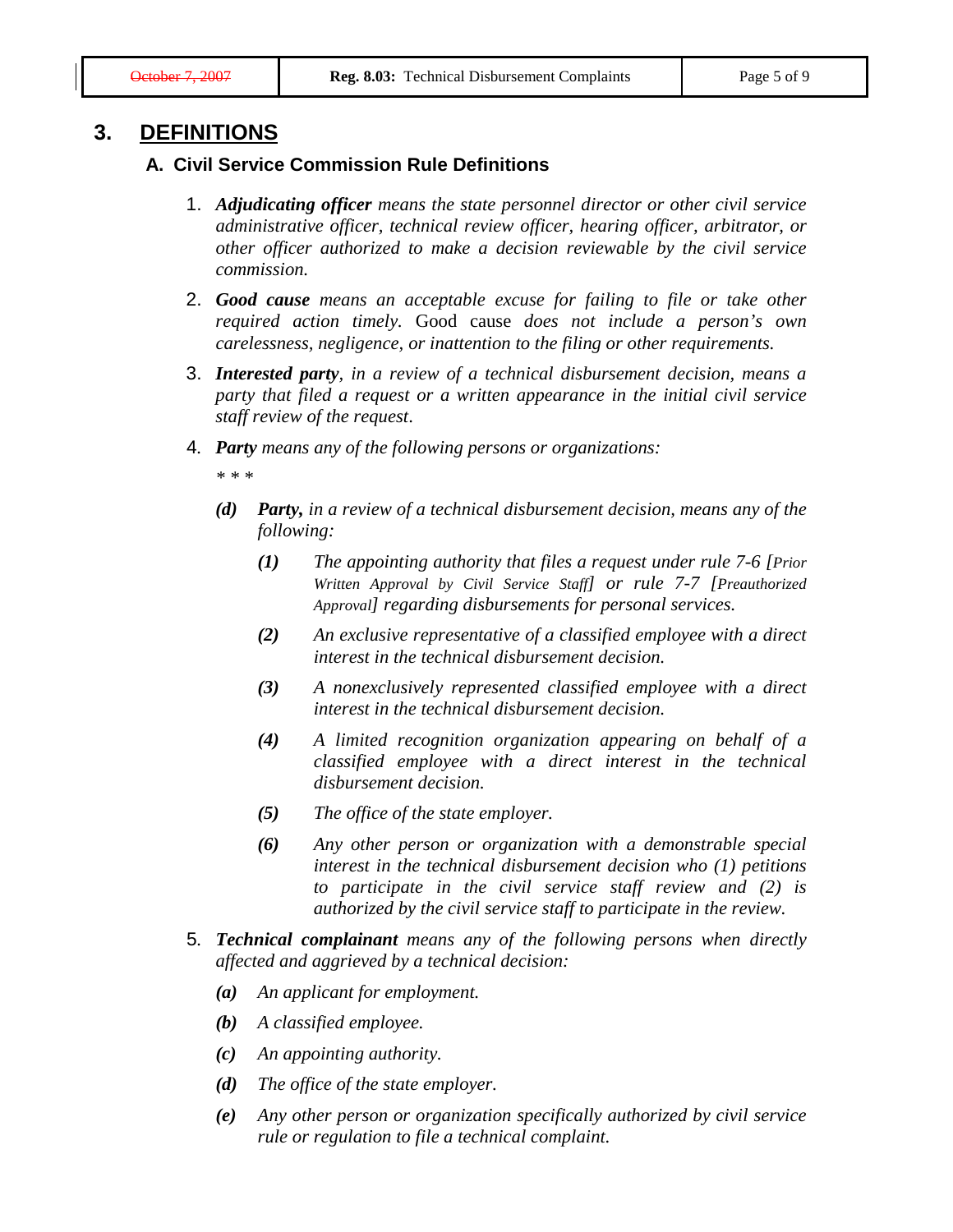# 3. DEFINITIONS

## A. Civil Service Commission Rule Definitions

1. ***Adjudicating officer*** *means the state personnel director or other civil service administrative officer, technical review officer, hearing officer, arbitrator, or other officer authorized to make a decision reviewable by the civil service commission.*

2. ***Good cause*** *means an acceptable excuse for failing to file or take other required action timely.* Good cause *does not include a person's own carelessness, negligence, or inattention to the filing or other requirements.*

3. ***Interested party****, in a review of a technical disbursement decision, means a party that filed a request or a written appearance in the initial civil service staff review of the request*.

4. ***Party*** *means any of the following persons or organizations:*

   *\* \* \**

   ***(d)*** ***Party,*** *in a review of a technical disbursement decision, means any of the following:*

   ***(1)*** *The appointing authority that files a request under rule 7-6 [Prior Written Approval by Civil Service Staff] or rule 7-7 [Preauthorized Approval] regarding disbursements for personal services.*

   ***(2)*** *An exclusive representative of a classified employee with a direct interest in the technical disbursement decision.*

   ***(3)*** *A nonexclusively represented classified employee with a direct interest in the technical disbursement decision.*

   ***(4)*** *A limited recognition organization appearing on behalf of a classified employee with a direct interest in the technical disbursement decision.*

   ***(5)*** *The office of the state employer.*

   ***(6)*** *Any other person or organization with a demonstrable special interest in the technical disbursement decision who (1) petitions to participate in the civil service staff review and (2) is authorized by the civil service staff to participate in the review.*

5. ***Technical complainant*** *means any of the following persons when directly affected and aggrieved by a technical decision:*

   ***(a)*** *An applicant for employment.*

   ***(b)*** *A classified employee.*

   ***(c)*** *An appointing authority.*

   ***(d)*** *The office of the state employer*.

   ***(e)*** *Any other person or organization specifically authorized by civil service rule or regulation to file a technical complaint.*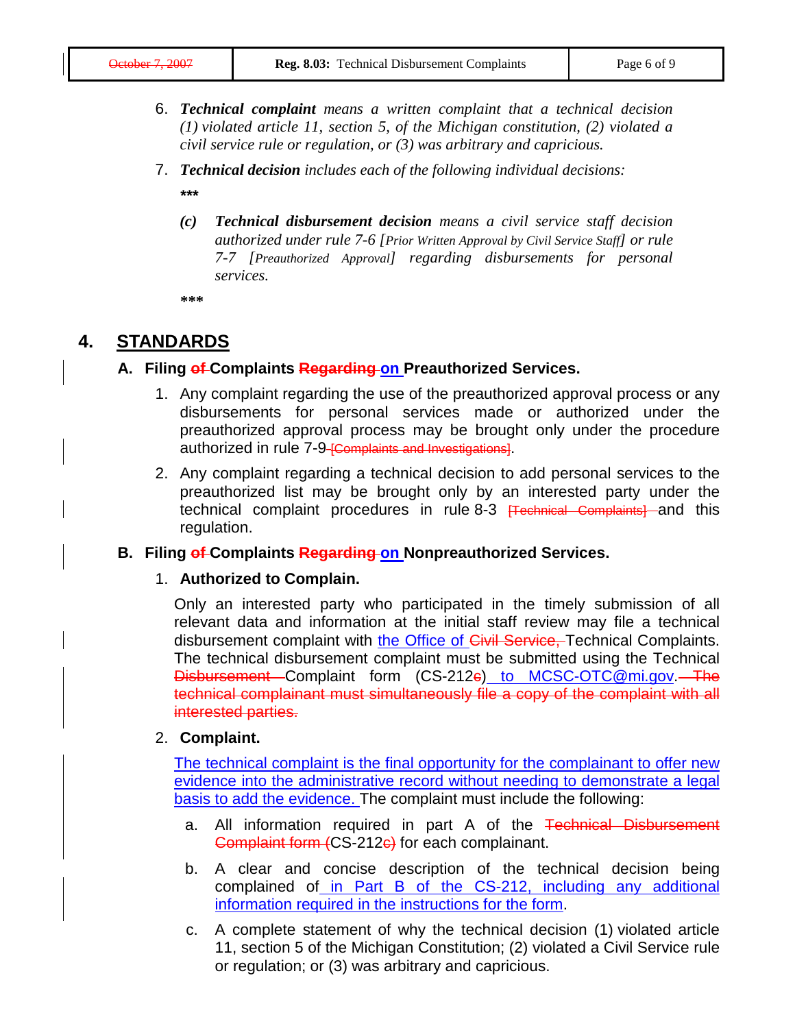6. ***Technical complaint*** *means a written complaint that a technical decision (1) violated article 11, section 5, of the Michigan constitution, (2) violated a civil service rule or regulation, or (3) was arbitrary and capricious.*

7. ***Technical decision*** *includes each of the following individual decisions:*

   ***

   *(c)* ***Technical disbursement decision*** *means a civil service staff decision authorized under rule 7-6 [Prior Written Approval by Civil Service Staff] or rule 7-7 [Preauthorized Approval] regarding disbursements for personal services.*

   ***

## 4. STANDARDS

### A. Filing ~~of~~ Complaints ~~Regarding~~ on Preauthorized Services.

1. Any complaint regarding the use of the preauthorized approval process or any disbursements for personal services made or authorized under the preauthorized approval process may be brought only under the procedure authorized in rule 7-9 ~~[Complaints and Investigations]~~.

2. Any complaint regarding a technical decision to add personal services to the preauthorized list may be brought only by an interested party under the technical complaint procedures in rule 8-3 ~~[Technical Complaints]~~ and this regulation.

### B. Filing ~~of~~ Complaints ~~Regarding~~ on Nonpreauthorized Services.

1. **Authorized to Complain.**

   Only an interested party who participated in the timely submission of all relevant data and information at the initial staff review may file a technical disbursement complaint with the Office of ~~Civil Service,~~ Technical Complaints. The technical disbursement complaint must be submitted using the Technical ~~Disbursement~~ Complaint form (CS-212~~c~~) to MCSC-OTC@mi.gov. ~~The technical complainant must simultaneously file a copy of the complaint with all interested parties.~~

2. **Complaint.**

   The technical complaint is the final opportunity for the complainant to offer new evidence into the administrative record without needing to demonstrate a legal basis to add the evidence. The complaint must include the following:

   a. All information required in part A of the ~~Technical Disbursement Complaint form (~~CS-212~~c)~~ for each complainant.

   b. A clear and concise description of the technical decision being complained of in Part B of the CS-212, including any additional information required in the instructions for the form.

   c. A complete statement of why the technical decision (1) violated article 11, section 5 of the Michigan Constitution; (2) violated a Civil Service rule or regulation; or (3) was arbitrary and capricious.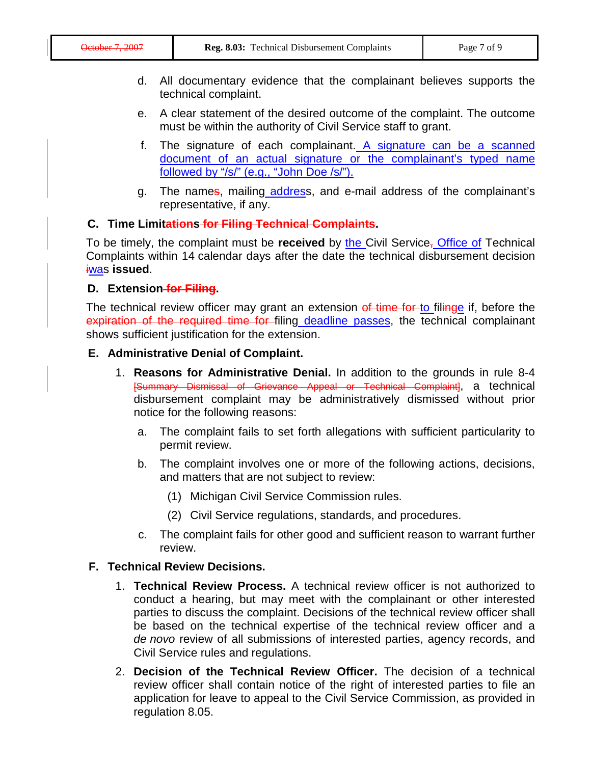d. All documentary evidence that the complainant believes supports the technical complaint.

e. A clear statement of the desired outcome of the complaint. The outcome must be within the authority of Civil Service staff to grant.

f. The signature of each complainant. A signature can be a scanned document of an actual signature or the complainant's typed name followed by "/s/" (e.g., "John Doe /s/").

g. The name~~s~~, mailing addresss, and e-mail address of the complainant's representative, if any.

### C. Time Limit~~ations for Filing Technical Complaints~~.

To be timely, the complaint must be **received** by the Civil Service~~,~~ Office of Technical Complaints within 14 calendar days after the date the technical disbursement decision ~~i~~was **issued**.

### D. Extension~~ for Filing~~.

The technical review officer may grant an extension ~~of time for~~ to fil~~ing~~e if, before the ~~expiration of the required time for~~ filing deadline passes, the technical complainant shows sufficient justification for the extension.

### E. Administrative Denial of Complaint.

1. **Reasons for Administrative Denial.** In addition to the grounds in rule 8-4 ~~[Summary Dismissal of Grievance Appeal or Technical Complaint]~~, a technical disbursement complaint may be administratively dismissed without prior notice for the following reasons:

   a. The complaint fails to set forth allegations with sufficient particularity to permit review.

   b. The complaint involves one or more of the following actions, decisions, and matters that are not subject to review:

      (1) Michigan Civil Service Commission rules.

      (2) Civil Service regulations, standards, and procedures.

   c. The complaint fails for other good and sufficient reason to warrant further review.

### F. Technical Review Decisions.

1. **Technical Review Process.** A technical review officer is not authorized to conduct a hearing, but may meet with the complainant or other interested parties to discuss the complaint. Decisions of the technical review officer shall be based on the technical expertise of the technical review officer and a *de novo* review of all submissions of interested parties, agency records, and Civil Service rules and regulations.

2. **Decision of the Technical Review Officer.** The decision of a technical review officer shall contain notice of the right of interested parties to file an application for leave to appeal to the Civil Service Commission, as provided in regulation 8.05.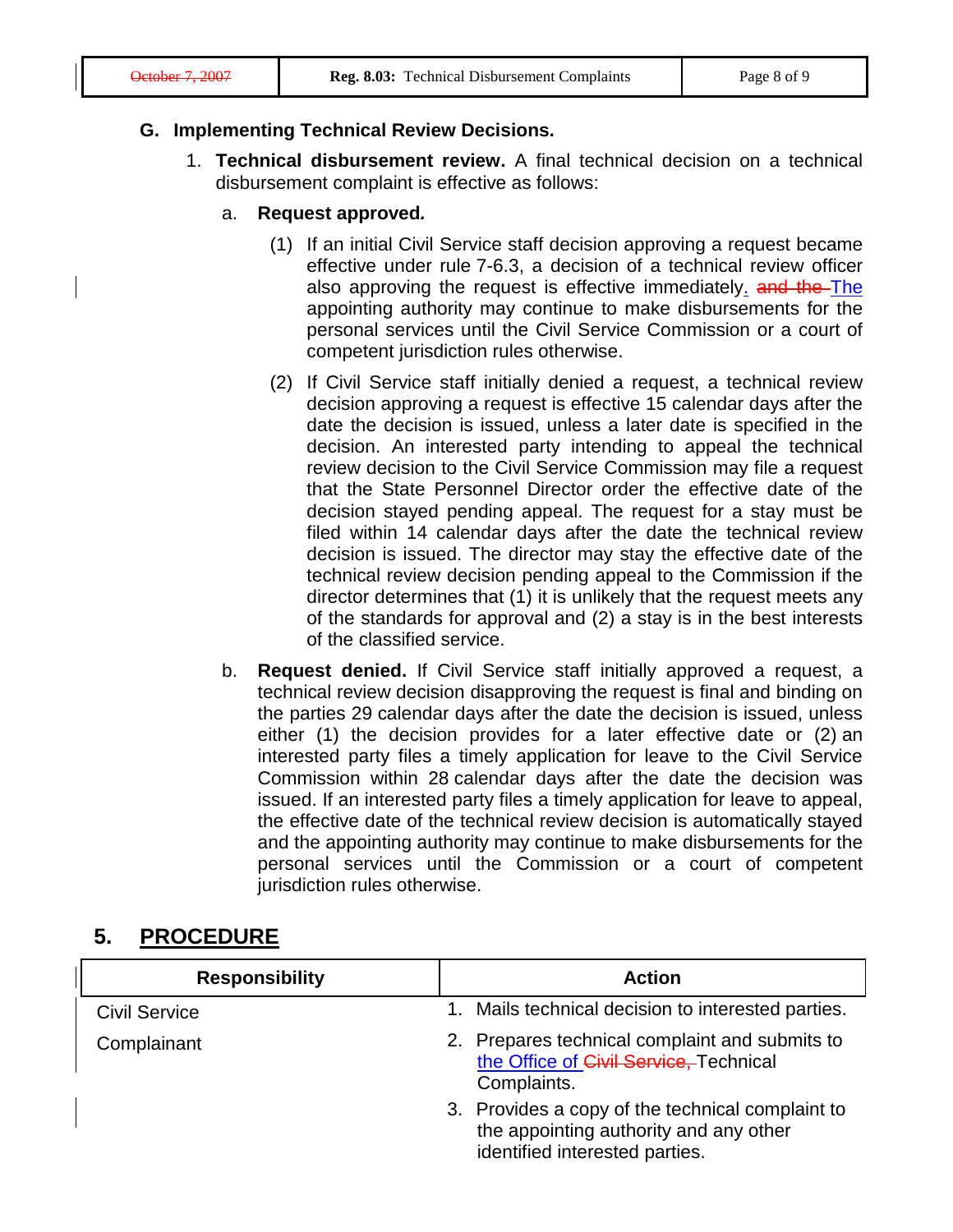## G. Implementing Technical Review Decisions.

1. **Technical disbursement review.** A final technical decision on a technical disbursement complaint is effective as follows:

   a. **Request approved.**

      (1) If an initial Civil Service staff decision approving a request became effective under rule 7-6.3, a decision of a technical review officer also approving the request is effective immediately. ~~and the~~ The appointing authority may continue to make disbursements for the personal services until the Civil Service Commission or a court of competent jurisdiction rules otherwise.

      (2) If Civil Service staff initially denied a request, a technical review decision approving a request is effective 15 calendar days after the date the decision is issued, unless a later date is specified in the decision. An interested party intending to appeal the technical review decision to the Civil Service Commission may file a request that the State Personnel Director order the effective date of the decision stayed pending appeal. The request for a stay must be filed within 14 calendar days after the date the technical review decision is issued. The director may stay the effective date of the technical review decision pending appeal to the Commission if the director determines that (1) it is unlikely that the request meets any of the standards for approval and (2) a stay is in the best interests of the classified service.

   b. **Request denied.** If Civil Service staff initially approved a request, a technical review decision disapproving the request is final and binding on the parties 29 calendar days after the date the decision is issued, unless either (1) the decision provides for a later effective date or (2) an interested party files a timely application for leave to the Civil Service Commission within 28 calendar days after the date the decision was issued. If an interested party files a timely application for leave to appeal, the effective date of the technical review decision is automatically stayed and the appointing authority may continue to make disbursements for the personal services until the Commission or a court of competent jurisdiction rules otherwise.

# 5. PROCEDURE

| Responsibility | Action |
|---|---|
| Civil Service | 1. Mails technical decision to interested parties. |
| Complainant | 2. Prepares technical complaint and submits to the Office of ~~Civil Service,~~ Technical Complaints. |
| | 3. Provides a copy of the technical complaint to the appointing authority and any other identified interested parties. |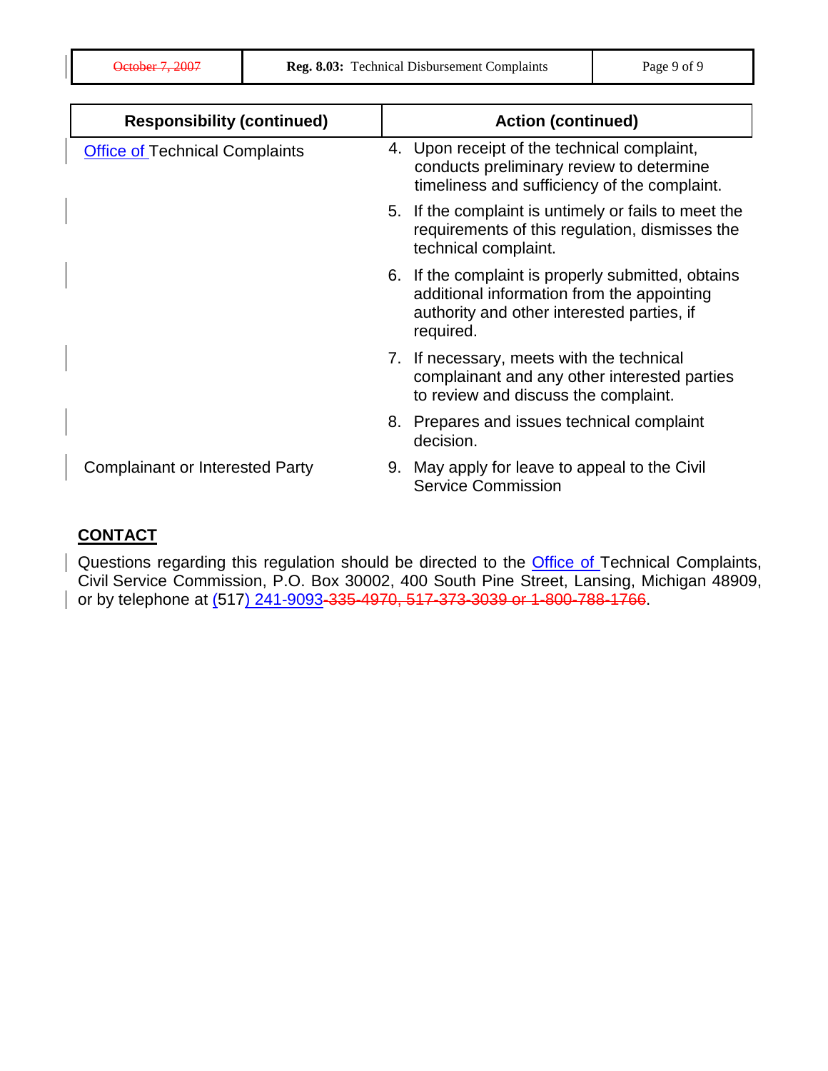| Responsibility (continued) | Action (continued) |
|---|---|
| Office of Technical Complaints | 4. Upon receipt of the technical complaint, conducts preliminary review to determine timeliness and sufficiency of the complaint. |
| | 5. If the complaint is untimely or fails to meet the requirements of this regulation, dismisses the technical complaint. |
| | 6. If the complaint is properly submitted, obtains additional information from the appointing authority and other interested parties, if required. |
| | 7. If necessary, meets with the technical complainant and any other interested parties to review and discuss the complaint. |
| | 8. Prepares and issues technical complaint decision. |
| Complainant or Interested Party | 9. May apply for leave to appeal to the Civil Service Commission |

## CONTACT

Questions regarding this regulation should be directed to the Office of Technical Complaints, Civil Service Commission, P.O. Box 30002, 400 South Pine Street, Lansing, Michigan 48909, or by telephone at (517) 241-9093~~-335-4970, 517-373-3039 or 1-800-788-1766~~.